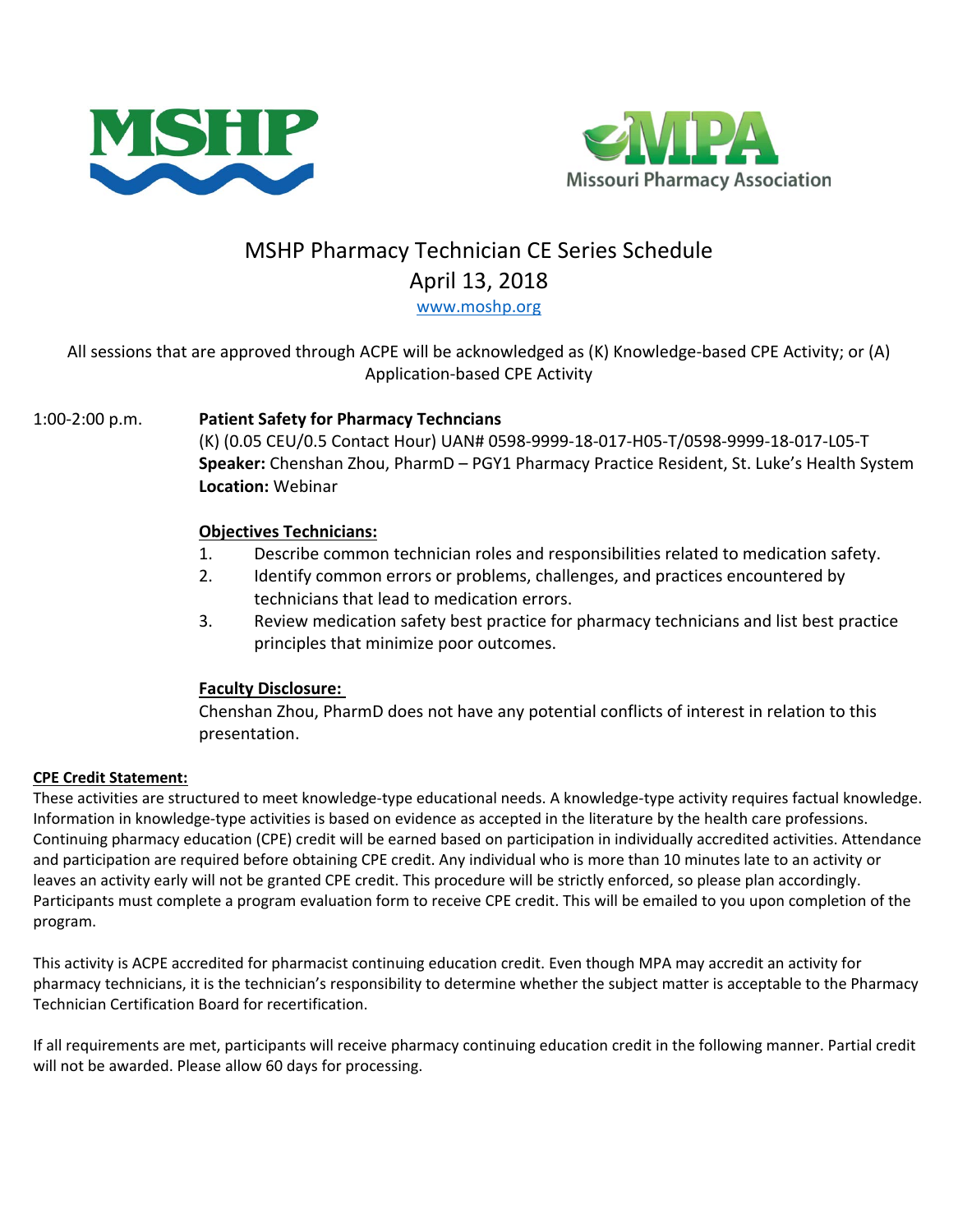MSHP

Missouri Pharmacy Association

# MSHP Pharmacy Technician CE Series Schedule

## April 13, 2018

www.moshp.org

All sessions that are approved through ACPE will be acknowledged as (K) Knowledge-based CPE Activity; or (A) Application-based CPE Activity

1:00-2:00 p.m. **Patient Safety for Pharmacy Techncians**

(K) (0.05 CEU/0.5 Contact Hour) UAN# 0598-9999-18-017-H05-T/0598-9999-18-017-L05-T

**Speaker:** Chenshan Zhou, PharmD – PGY1 Pharmacy Practice Resident, St. Luke's Health System

**Location:** Webinar

**Objectives Technicians:**

1. Describe common technician roles and responsibilities related to medication safety.
2. Identify common errors or problems, challenges, and practices encountered by technicians that lead to medication errors.
3. Review medication safety best practice for pharmacy technicians and list best practice principles that minimize poor outcomes.

**Faculty Disclosure:**

Chenshan Zhou, PharmD does not have any potential conflicts of interest in relation to this presentation.

**CPE Credit Statement:**

These activities are structured to meet knowledge-type educational needs. A knowledge-type activity requires factual knowledge. Information in knowledge-type activities is based on evidence as accepted in the literature by the health care professions. Continuing pharmacy education (CPE) credit will be earned based on participation in individually accredited activities. Attendance and participation are required before obtaining CPE credit. Any individual who is more than 10 minutes late to an activity or leaves an activity early will not be granted CPE credit. This procedure will be strictly enforced, so please plan accordingly. Participants must complete a program evaluation form to receive CPE credit. This will be emailed to you upon completion of the program.

This activity is ACPE accredited for pharmacist continuing education credit. Even though MPA may accredit an activity for pharmacy technicians, it is the technician's responsibility to determine whether the subject matter is acceptable to the Pharmacy Technician Certification Board for recertification.

If all requirements are met, participants will receive pharmacy continuing education credit in the following manner. Partial credit will not be awarded. Please allow 60 days for processing.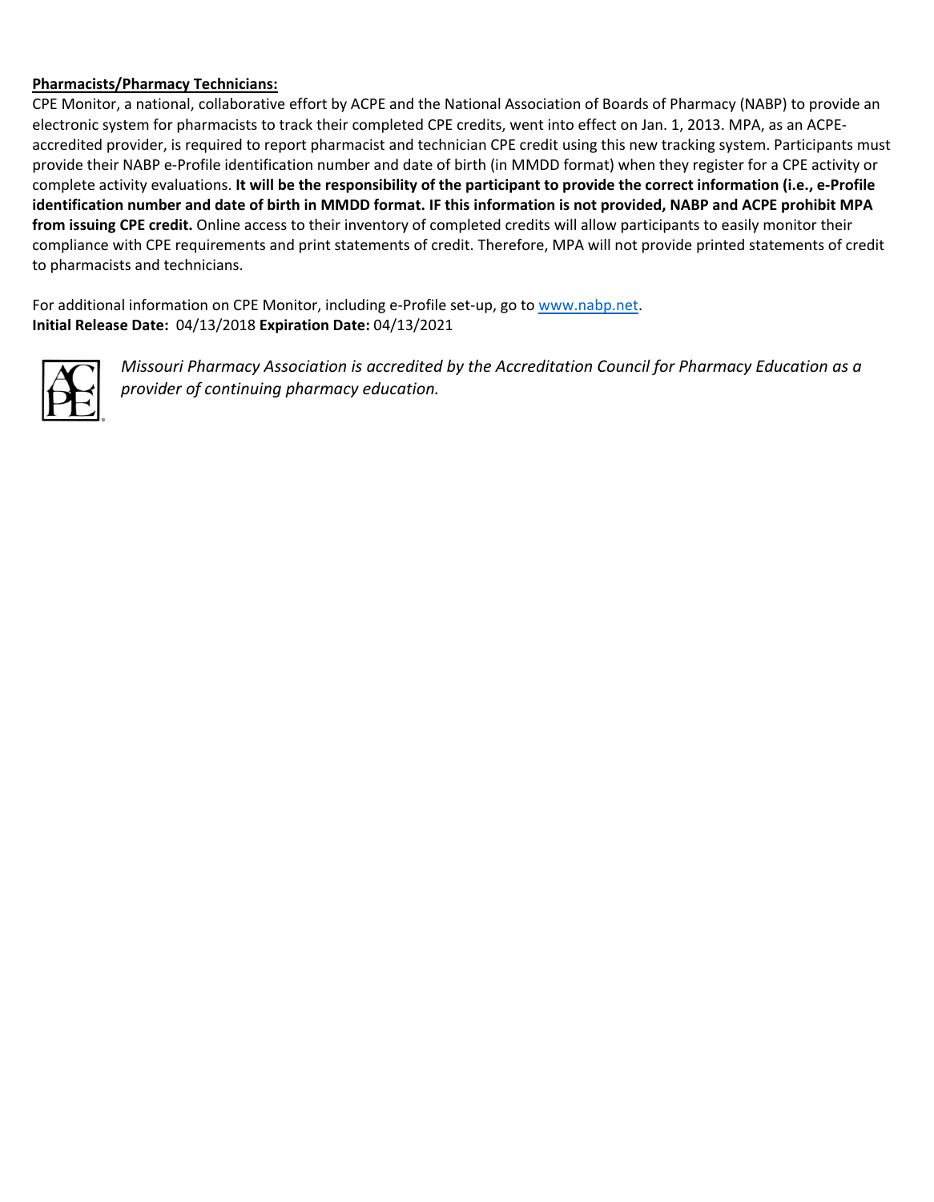**Pharmacists/Pharmacy Technicians:**

CPE Monitor, a national, collaborative effort by ACPE and the National Association of Boards of Pharmacy (NABP) to provide an electronic system for pharmacists to track their completed CPE credits, went into effect on Jan. 1, 2013. MPA, as an ACPE-accredited provider, is required to report pharmacist and technician CPE credit using this new tracking system. Participants must provide their NABP e-Profile identification number and date of birth (in MMDD format) when they register for a CPE activity or complete activity evaluations. **It will be the responsibility of the participant to provide the correct information (i.e., e-Profile identification number and date of birth in MMDD format. IF this information is not provided, NABP and ACPE prohibit MPA from issuing CPE credit.** Online access to their inventory of completed credits will allow participants to easily monitor their compliance with CPE requirements and print statements of credit. Therefore, MPA will not provide printed statements of credit to pharmacists and technicians.

For additional information on CPE Monitor, including e-Profile set-up, go to [www.nabp.net](http://www.nabp.net).

**Initial Release Date:** 04/13/2018 **Expiration Date:** 04/13/2021

*Missouri Pharmacy Association is accredited by the Accreditation Council for Pharmacy Education as a provider of continuing pharmacy education.*